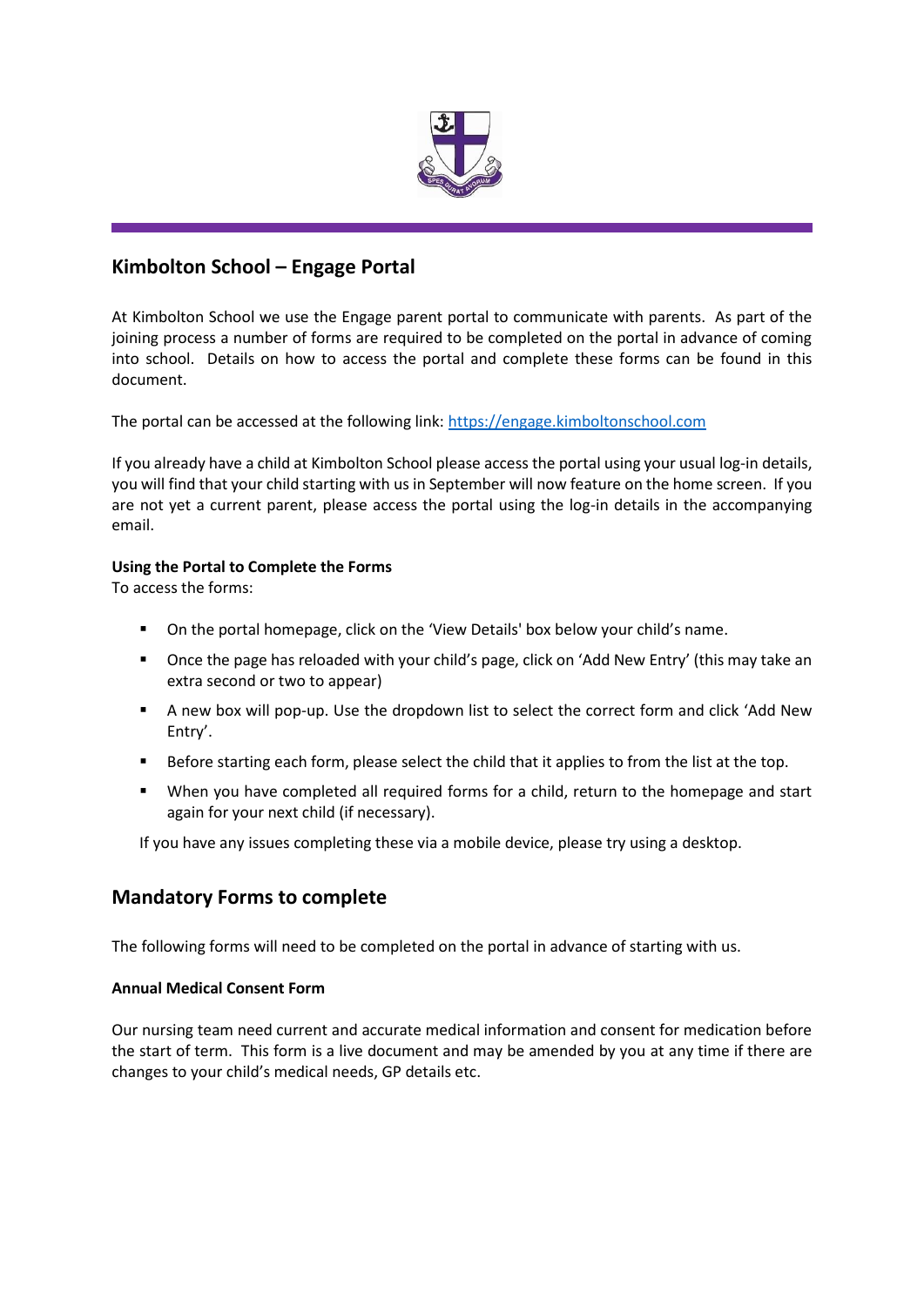## Kimbolton School – Engage Portal

At Kimbolton School we use the Engage parent portal to communicate with parents. As part of the joining process a number of forms are required to be completed on the portal in advance of coming into school. Details on how to access the portal and complete these forms can be found in this document.

The portal can be accessed at the following link: [https://engage.kimboltonschool.com](https://engage.kimboltonschool.com)

If you already have a child at Kimbolton School please access the portal using your usual log-in details, you will find that your child starting with us in September will now feature on the home screen. If you are not yet a current parent, please access the portal using the log-in details in the accompanying email.

**Using the Portal to Complete the Forms**
To access the forms:

- On the portal homepage, click on the 'View Details' box below your child's name.
- Once the page has reloaded with your child's page, click on 'Add New Entry' (this may take an extra second or two to appear)
- A new box will pop-up. Use the dropdown list to select the correct form and click 'Add New Entry'.
- Before starting each form, please select the child that it applies to from the list at the top.
- When you have completed all required forms for a child, return to the homepage and start again for your next child (if necessary).

If you have any issues completing these via a mobile device, please try using a desktop.

## Mandatory Forms to complete

The following forms will need to be completed on the portal in advance of starting with us.

**Annual Medical Consent Form**

Our nursing team need current and accurate medical information and consent for medication before the start of term. This form is a live document and may be amended by you at any time if there are changes to your child's medical needs, GP details etc.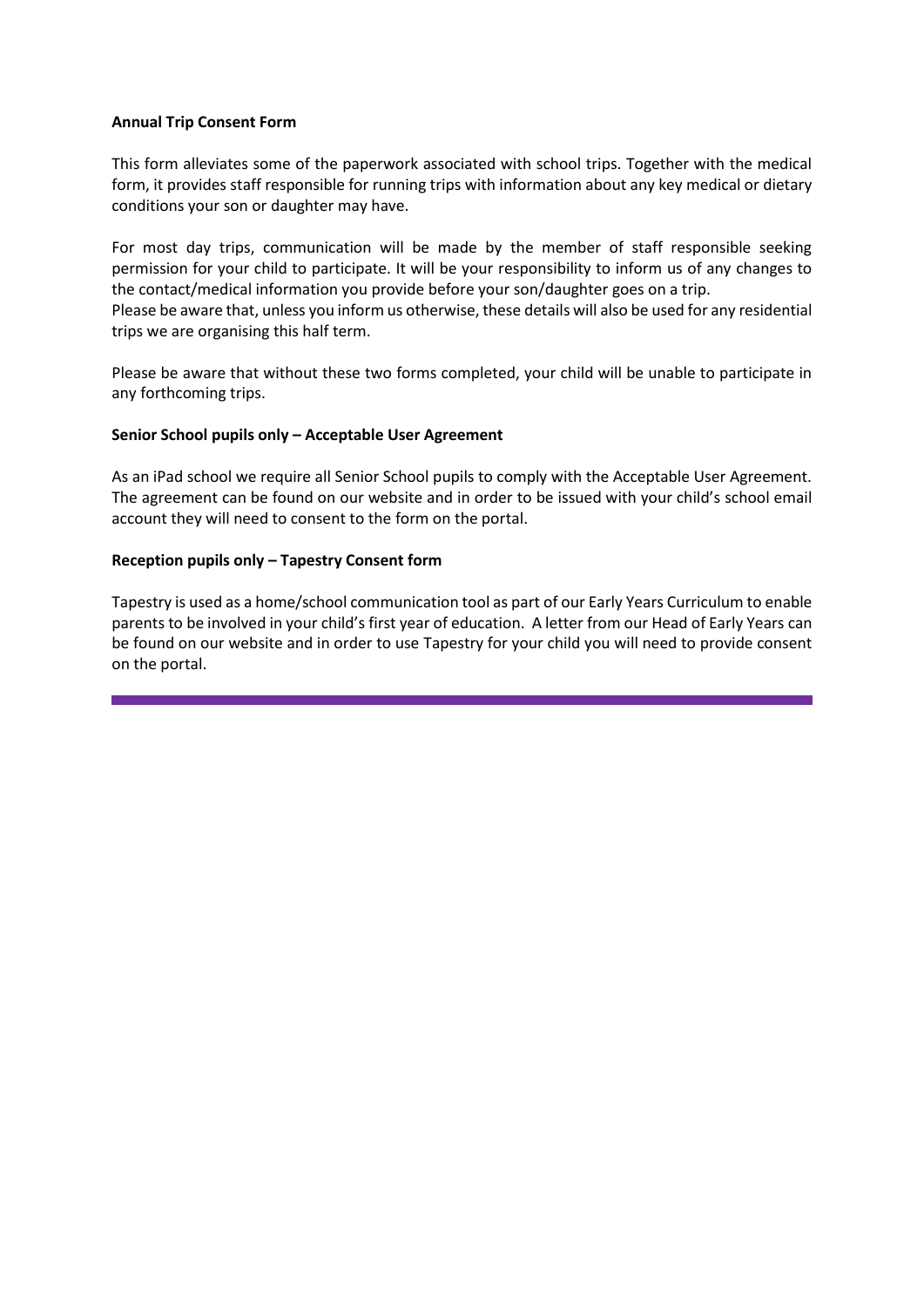**Annual Trip Consent Form**

This form alleviates some of the paperwork associated with school trips. Together with the medical form, it provides staff responsible for running trips with information about any key medical or dietary conditions your son or daughter may have.

For most day trips, communication will be made by the member of staff responsible seeking permission for your child to participate. It will be your responsibility to inform us of any changes to the contact/medical information you provide before your son/daughter goes on a trip.
Please be aware that, unless you inform us otherwise, these details will also be used for any residential trips we are organising this half term.

Please be aware that without these two forms completed, your child will be unable to participate in any forthcoming trips.

**Senior School pupils only – Acceptable User Agreement**

As an iPad school we require all Senior School pupils to comply with the Acceptable User Agreement. The agreement can be found on our website and in order to be issued with your child's school email account they will need to consent to the form on the portal.

**Reception pupils only – Tapestry Consent form**

Tapestry is used as a home/school communication tool as part of our Early Years Curriculum to enable parents to be involved in your child's first year of education. A letter from our Head of Early Years can be found on our website and in order to use Tapestry for your child you will need to provide consent on the portal.